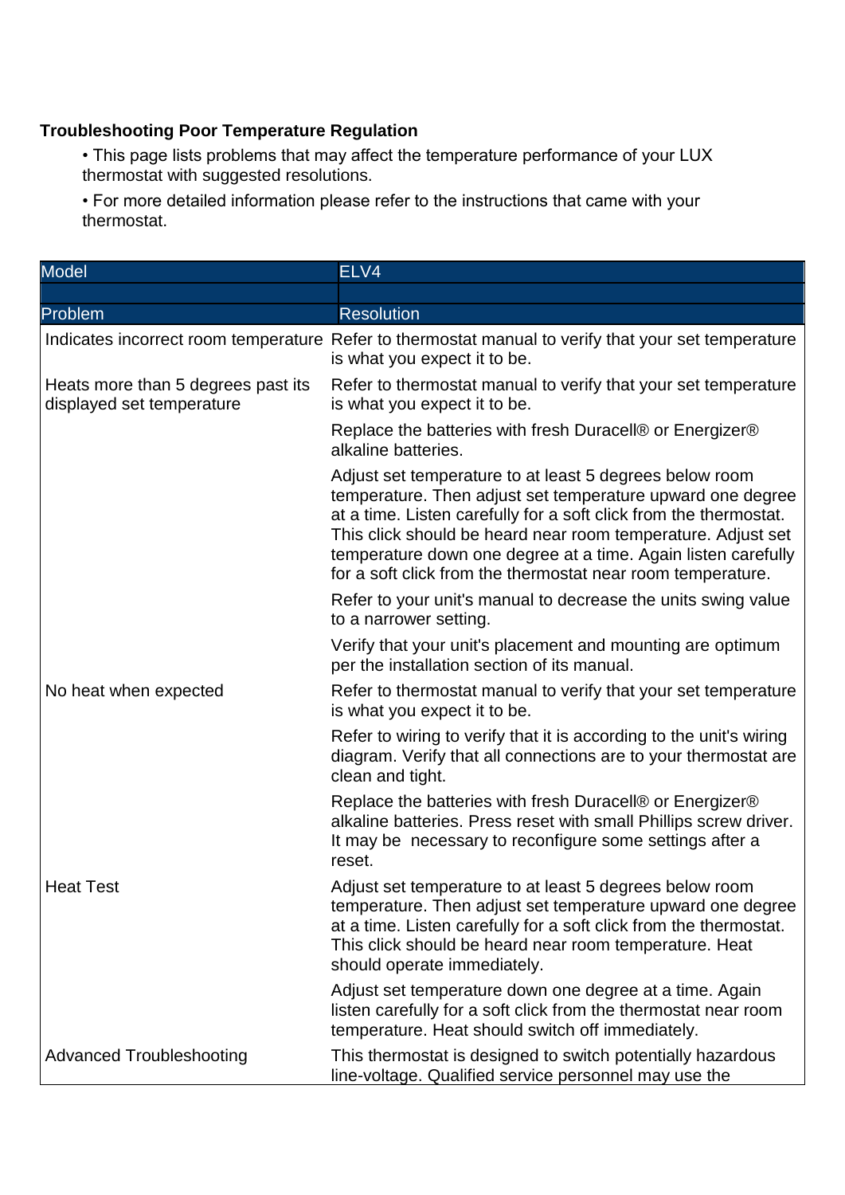**Troubleshooting Poor Temperature Regulation**

- This page lists problems that may affect the temperature performance of your LUX thermostat with suggested resolutions.
- For more detailed information please refer to the instructions that came with your thermostat.

| Model | ELV4 |
|---|---|
| | |
| **Problem** | **Resolution** |
| Indicates incorrect room temperature | Refer to thermostat manual to verify that your set temperature is what you expect it to be. |
| Heats more than 5 degrees past its displayed set temperature | Refer to thermostat manual to verify that your set temperature is what you expect it to be. |
| | Replace the batteries with fresh Duracell® or Energizer® alkaline batteries. |
| | Adjust set temperature to at least 5 degrees below room temperature. Then adjust set temperature upward one degree at a time. Listen carefully for a soft click from the thermostat. This click should be heard near room temperature. Adjust set temperature down one degree at a time. Again listen carefully for a soft click from the thermostat near room temperature. |
| | Refer to your unit's manual to decrease the units swing value to a narrower setting. |
| | Verify that your unit's placement and mounting are optimum per the installation section of its manual. |
| No heat when expected | Refer to thermostat manual to verify that your set temperature is what you expect it to be. |
| | Refer to wiring to verify that it is according to the unit's wiring diagram. Verify that all connections are to your thermostat are clean and tight. |
| | Replace the batteries with fresh Duracell® or Energizer® alkaline batteries. Press reset with small Phillips screw driver. It may be necessary to reconfigure some settings after a reset. |
| Heat Test | Adjust set temperature to at least 5 degrees below room temperature. Then adjust set temperature upward one degree at a time. Listen carefully for a soft click from the thermostat. This click should be heard near room temperature. Heat should operate immediately. |
| | Adjust set temperature down one degree at a time. Again listen carefully for a soft click from the thermostat near room temperature. Heat should switch off immediately. |
| Advanced Troubleshooting | This thermostat is designed to switch potentially hazardous line-voltage. Qualified service personnel may use the |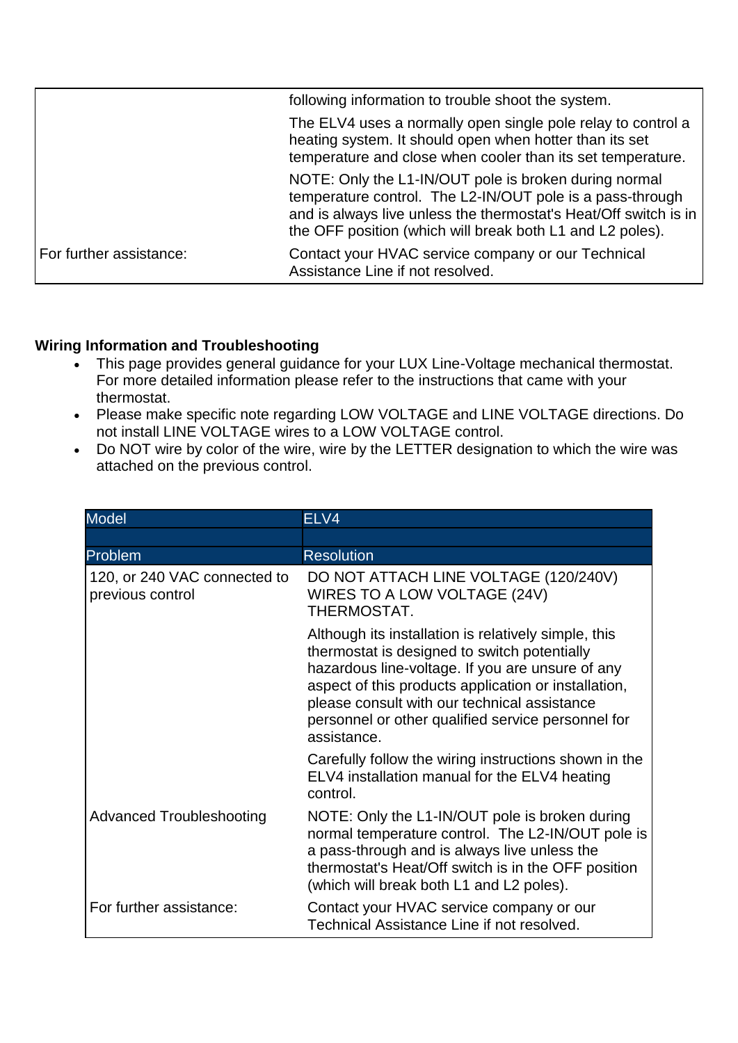| | |
|---|---|
| | following information to trouble shoot the system. The ELV4 uses a normally open single pole relay to control a heating system. It should open when hotter than its set temperature and close when cooler than its set temperature. NOTE: Only the L1-IN/OUT pole is broken during normal temperature control. The L2-IN/OUT pole is a pass-through and is always live unless the thermostat's Heat/Off switch is in the OFF position (which will break both L1 and L2 poles). |
| For further assistance: | Contact your HVAC service company or our Technical Assistance Line if not resolved. |

**Wiring Information and Troubleshooting**

- This page provides general guidance for your LUX Line-Voltage mechanical thermostat. For more detailed information please refer to the instructions that came with your thermostat.
- Please make specific note regarding LOW VOLTAGE and LINE VOLTAGE directions. Do not install LINE VOLTAGE wires to a LOW VOLTAGE control.
- Do NOT wire by color of the wire, wire by the LETTER designation to which the wire was attached on the previous control.

| Model | ELV4 |
|---|---|
| | |
| **Problem** | **Resolution** |
| 120, or 240 VAC connected to previous control | DO NOT ATTACH LINE VOLTAGE (120/240V) WIRES TO A LOW VOLTAGE (24V) THERMOSTAT. Although its installation is relatively simple, this thermostat is designed to switch potentially hazardous line-voltage. If you are unsure of any aspect of this products application or installation, please consult with our technical assistance personnel or other qualified service personnel for assistance. Carefully follow the wiring instructions shown in the ELV4 installation manual for the ELV4 heating control. |
| Advanced Troubleshooting | NOTE: Only the L1-IN/OUT pole is broken during normal temperature control. The L2-IN/OUT pole is a pass-through and is always live unless the thermostat's Heat/Off switch is in the OFF position (which will break both L1 and L2 poles). |
| For further assistance: | Contact your HVAC service company or our Technical Assistance Line if not resolved. |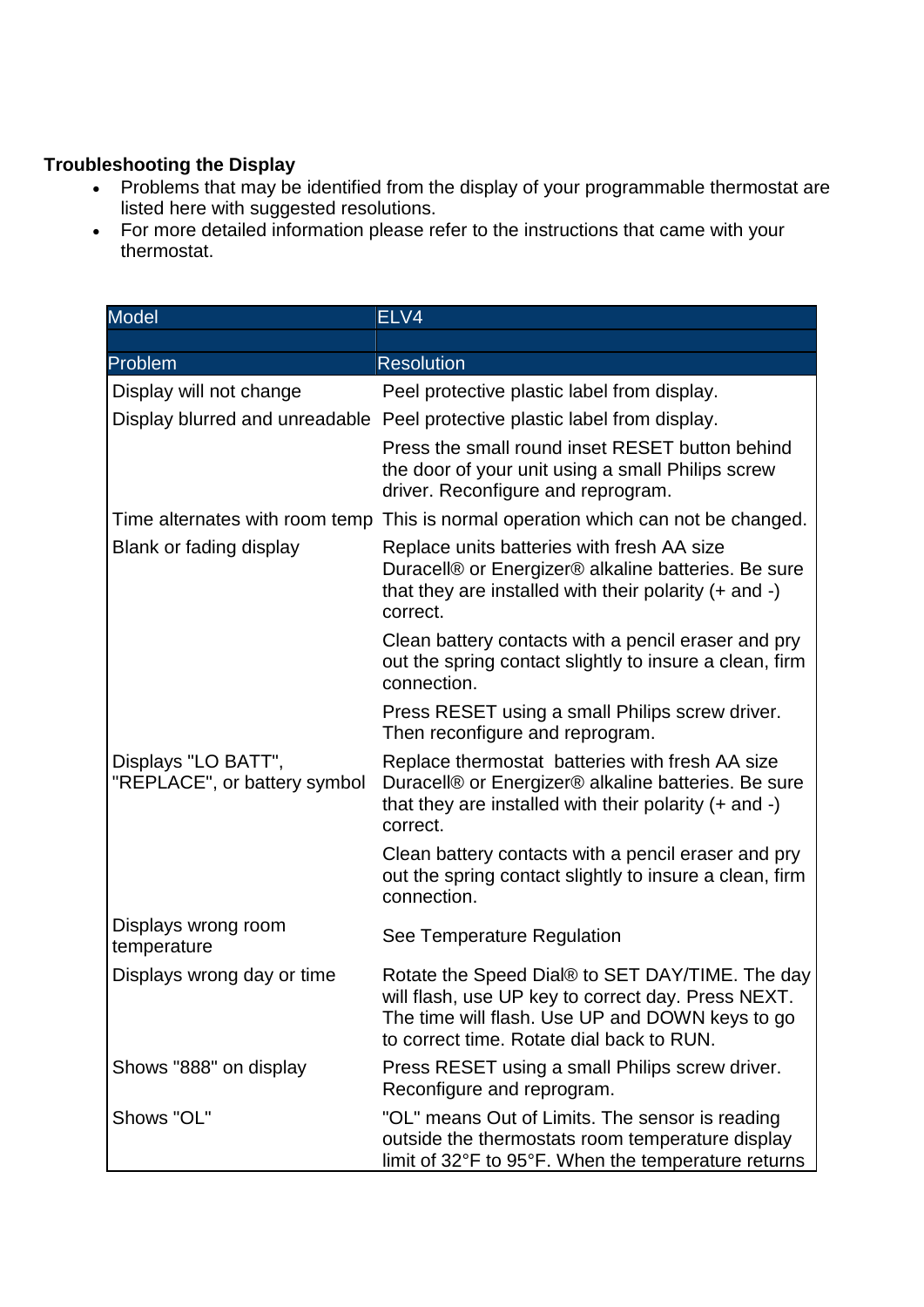**Troubleshooting the Display**

- Problems that may be identified from the display of your programmable thermostat are listed here with suggested resolutions.
- For more detailed information please refer to the instructions that came with your thermostat.

| Model | ELV4 |
|---|---|
| | |
| **Problem** | **Resolution** |
| Display will not change | Peel protective plastic label from display. |
| Display blurred and unreadable | Peel protective plastic label from display. |
| | Press the small round inset RESET button behind the door of your unit using a small Philips screw driver. Reconfigure and reprogram. |
| Time alternates with room temp | This is normal operation which can not be changed. |
| Blank or fading display | Replace units batteries with fresh AA size Duracell® or Energizer® alkaline batteries. Be sure that they are installed with their polarity (+ and -) correct. |
| | Clean battery contacts with a pencil eraser and pry out the spring contact slightly to insure a clean, firm connection. |
| | Press RESET using a small Philips screw driver. Then reconfigure and reprogram. |
| Displays "LO BATT", "REPLACE", or battery symbol | Replace thermostat batteries with fresh AA size Duracell® or Energizer® alkaline batteries. Be sure that they are installed with their polarity (+ and -) correct. |
| | Clean battery contacts with a pencil eraser and pry out the spring contact slightly to insure a clean, firm connection. |
| Displays wrong room temperature | See Temperature Regulation |
| Displays wrong day or time | Rotate the Speed Dial® to SET DAY/TIME. The day will flash, use UP key to correct day. Press NEXT. The time will flash. Use UP and DOWN keys to go to correct time. Rotate dial back to RUN. |
| Shows "888" on display | Press RESET using a small Philips screw driver. Reconfigure and reprogram. |
| Shows "OL" | "OL" means Out of Limits. The sensor is reading outside the thermostats room temperature display limit of 32°F to 95°F. When the temperature returns |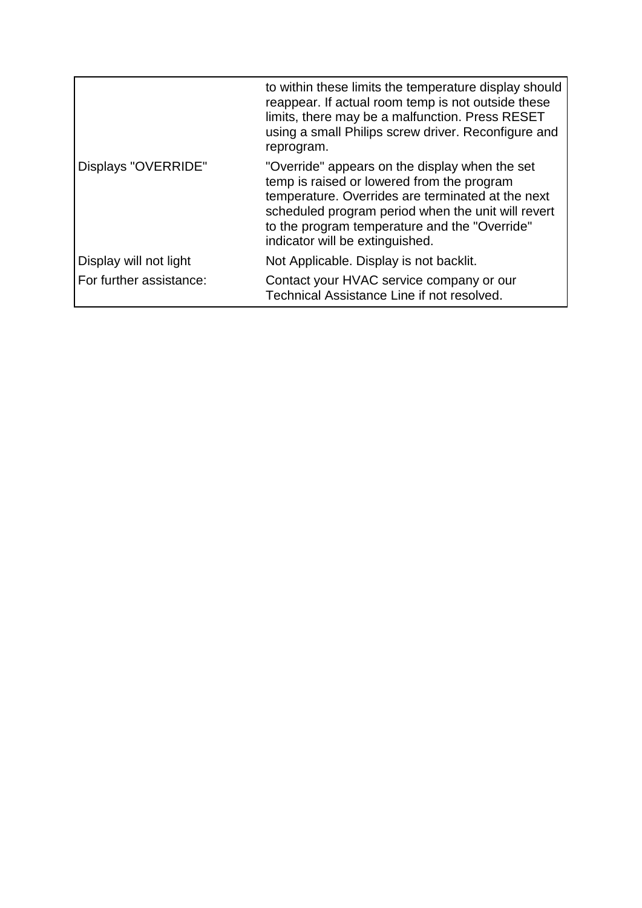| | |
|---|---|
| | to within these limits the temperature display should reappear. If actual room temp is not outside these limits, there may be a malfunction. Press RESET using a small Philips screw driver. Reconfigure and reprogram. |
| Displays "OVERRIDE" | "Override" appears on the display when the set temp is raised or lowered from the program temperature. Overrides are terminated at the next scheduled program period when the unit will revert to the program temperature and the "Override" indicator will be extinguished. |
| Display will not light | Not Applicable. Display is not backlit. |
| For further assistance: | Contact your HVAC service company or our Technical Assistance Line if not resolved. |